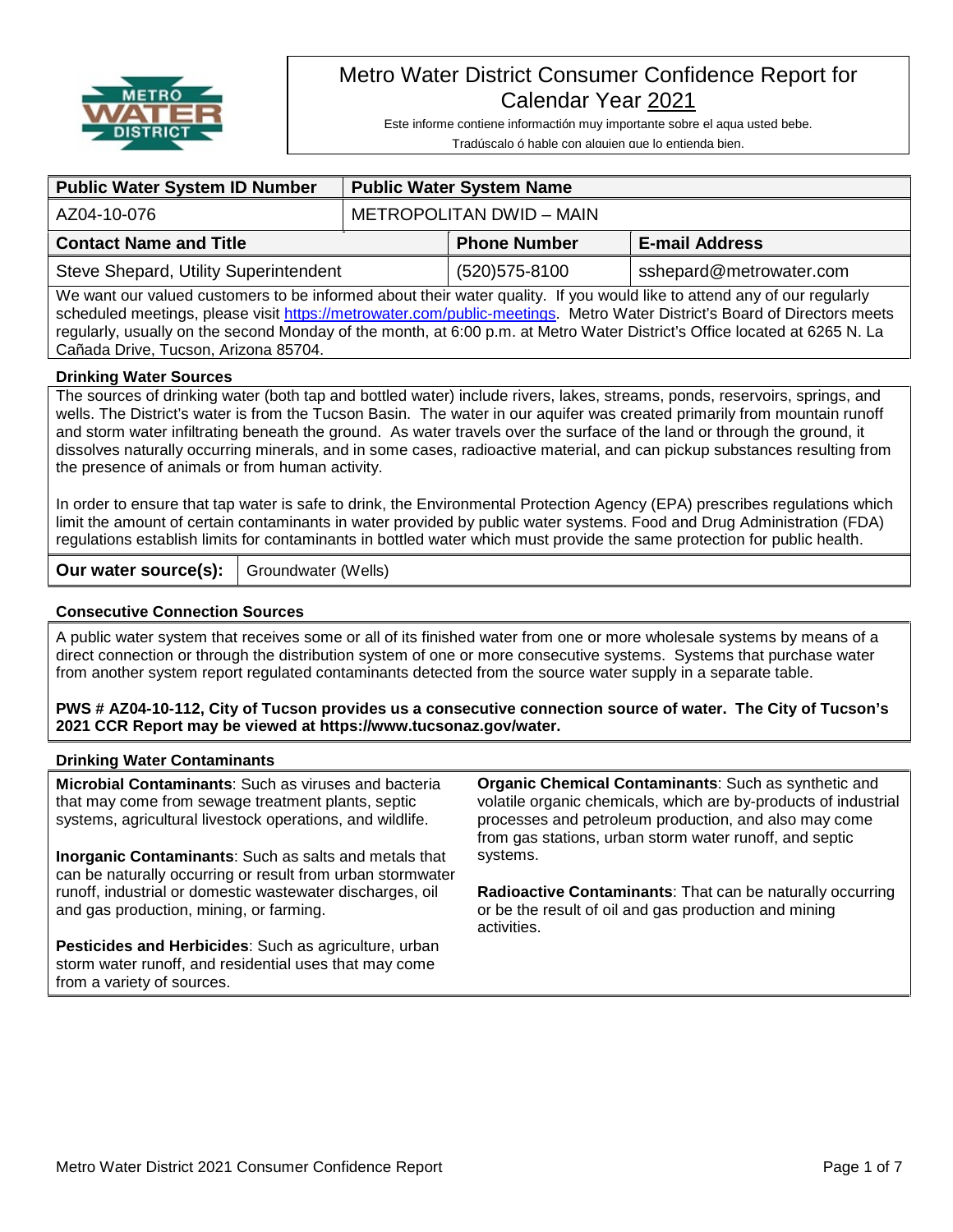# Metro Water District Consumer Confidence Report for Calendar Year 2021

Este informe contiene informactión muy importante sobre el aqua usted bebe.

Tradúscalo ó hable con alguien que lo entienda bien.

| Public Water System ID Number | Public Water System Name | |
|---|---|---|
| AZ04-10-076 | METROPOLITAN DWID – MAIN | |
| **Contact Name and Title** | **Phone Number** | **E-mail Address** |
| Steve Shepard, Utility Superintendent | (520)575-8100 | sshepard@metrowater.com |

We want our valued customers to be informed about their water quality. If you would like to attend any of our regularly scheduled meetings, please visit https://metrowater.com/public-meetings. Metro Water District's Board of Directors meets regularly, usually on the second Monday of the month, at 6:00 p.m. at Metro Water District's Office located at 6265 N. La Cañada Drive, Tucson, Arizona 85704.

### Drinking Water Sources

The sources of drinking water (both tap and bottled water) include rivers, lakes, streams, ponds, reservoirs, springs, and wells. The District's water is from the Tucson Basin. The water in our aquifer was created primarily from mountain runoff and storm water infiltrating beneath the ground. As water travels over the surface of the land or through the ground, it dissolves naturally occurring minerals, and in some cases, radioactive material, and can pickup substances resulting from the presence of animals or from human activity.

In order to ensure that tap water is safe to drink, the Environmental Protection Agency (EPA) prescribes regulations which limit the amount of certain contaminants in water provided by public water systems. Food and Drug Administration (FDA) regulations establish limits for contaminants in bottled water which must provide the same protection for public health.

| **Our water source(s):** | Groundwater (Wells) |
|---|---|

### Consecutive Connection Sources

A public water system that receives some or all of its finished water from one or more wholesale systems by means of a direct connection or through the distribution system of one or more consecutive systems. Systems that purchase water from another system report regulated contaminants detected from the source water supply in a separate table.

**PWS # AZ04-10-112, City of Tucson provides us a consecutive connection source of water. The City of Tucson's 2021 CCR Report may be viewed at https://www.tucsonaz.gov/water.**

### Drinking Water Contaminants

**Microbial Contaminants**: Such as viruses and bacteria that may come from sewage treatment plants, septic systems, agricultural livestock operations, and wildlife.

**Inorganic Contaminants**: Such as salts and metals that can be naturally occurring or result from urban stormwater runoff, industrial or domestic wastewater discharges, oil and gas production, mining, or farming.

**Pesticides and Herbicides**: Such as agriculture, urban storm water runoff, and residential uses that may come from a variety of sources.

**Organic Chemical Contaminants**: Such as synthetic and volatile organic chemicals, which are by-products of industrial processes and petroleum production, and also may come from gas stations, urban storm water runoff, and septic systems.

**Radioactive Contaminants**: That can be naturally occurring or be the result of oil and gas production and mining activities.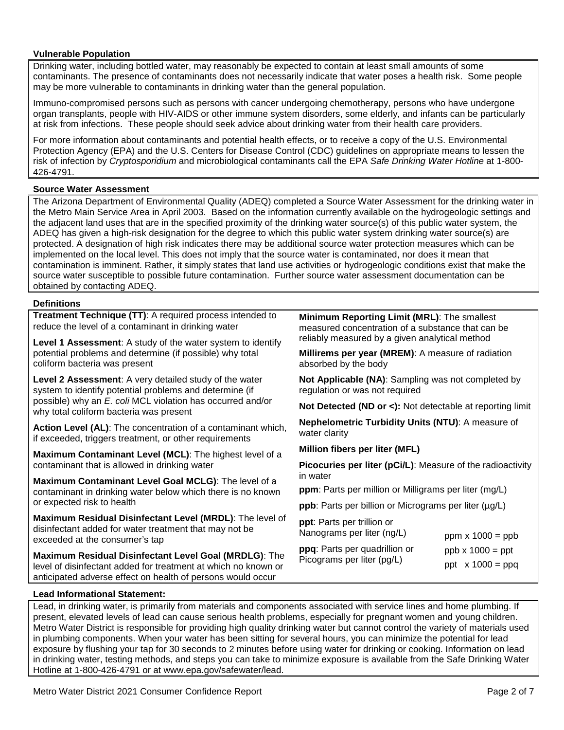## Vulnerable Population

Drinking water, including bottled water, may reasonably be expected to contain at least small amounts of some contaminants. The presence of contaminants does not necessarily indicate that water poses a health risk. Some people may be more vulnerable to contaminants in drinking water than the general population.

Immuno-compromised persons such as persons with cancer undergoing chemotherapy, persons who have undergone organ transplants, people with HIV-AIDS or other immune system disorders, some elderly, and infants can be particularly at risk from infections. These people should seek advice about drinking water from their health care providers.

For more information about contaminants and potential health effects, or to receive a copy of the U.S. Environmental Protection Agency (EPA) and the U.S. Centers for Disease Control (CDC) guidelines on appropriate means to lessen the risk of infection by *Cryptosporidium* and microbiological contaminants call the EPA *Safe Drinking Water Hotline* at 1-800-426-4791.

## Source Water Assessment

The Arizona Department of Environmental Quality (ADEQ) completed a Source Water Assessment for the drinking water in the Metro Main Service Area in April 2003. Based on the information currently available on the hydrogeologic settings and the adjacent land uses that are in the specified proximity of the drinking water source(s) of this public water system, the ADEQ has given a high-risk designation for the degree to which this public water system drinking water source(s) are protected. A designation of high risk indicates there may be additional source water protection measures which can be implemented on the local level. This does not imply that the source water is contaminated, nor does it mean that contamination is imminent. Rather, it simply states that land use activities or hydrogeologic conditions exist that make the source water susceptible to possible future contamination. Further source water assessment documentation can be obtained by contacting ADEQ.

## Definitions

**Treatment Technique (TT)**: A required process intended to reduce the level of a contaminant in drinking water

**Level 1 Assessment**: A study of the water system to identify potential problems and determine (if possible) why total coliform bacteria was present

**Level 2 Assessment**: A very detailed study of the water system to identify potential problems and determine (if possible) why an *E. coli* MCL violation has occurred and/or why total coliform bacteria was present

**Action Level (AL)**: The concentration of a contaminant which, if exceeded, triggers treatment, or other requirements

**Maximum Contaminant Level (MCL)**: The highest level of a contaminant that is allowed in drinking water

**Maximum Contaminant Level Goal MCLG)**: The level of a contaminant in drinking water below which there is no known or expected risk to health

**Maximum Residual Disinfectant Level (MRDL)**: The level of disinfectant added for water treatment that may not be exceeded at the consumer's tap

**Maximum Residual Disinfectant Level Goal (MRDLG)**: The level of disinfectant added for treatment at which no known or anticipated adverse effect on health of persons would occur

**Minimum Reporting Limit (MRL)**: The smallest measured concentration of a substance that can be reliably measured by a given analytical method

**Millirems per year (MREM)**: A measure of radiation absorbed by the body

**Not Applicable (NA)**: Sampling was not completed by regulation or was not required

**Not Detected (ND or <):** Not detectable at reporting limit

**Nephelometric Turbidity Units (NTU)**: A measure of water clarity

**Million fibers per liter (MFL)**

**Picocuries per liter (pCi/L)**: Measure of the radioactivity in water

**ppm**: Parts per million or Milligrams per liter (mg/L)

**ppb**: Parts per billion or Micrograms per liter (µg/L)

**ppt**: Parts per trillion or Nanograms per liter (ng/L)

**ppq**: Parts per quadrillion or Picograms per liter (pg/L)

ppm x 1000 = ppb

ppb x 1000 = ppt

ppt x 1000 = ppq

## Lead Informational Statement:

Lead, in drinking water, is primarily from materials and components associated with service lines and home plumbing. If present, elevated levels of lead can cause serious health problems, especially for pregnant women and young children. Metro Water District is responsible for providing high quality drinking water but cannot control the variety of materials used in plumbing components. When your water has been sitting for several hours, you can minimize the potential for lead exposure by flushing your tap for 30 seconds to 2 minutes before using water for drinking or cooking. Information on lead in drinking water, testing methods, and steps you can take to minimize exposure is available from the Safe Drinking Water Hotline at 1-800-426-4791 or at www.epa.gov/safewater/lead.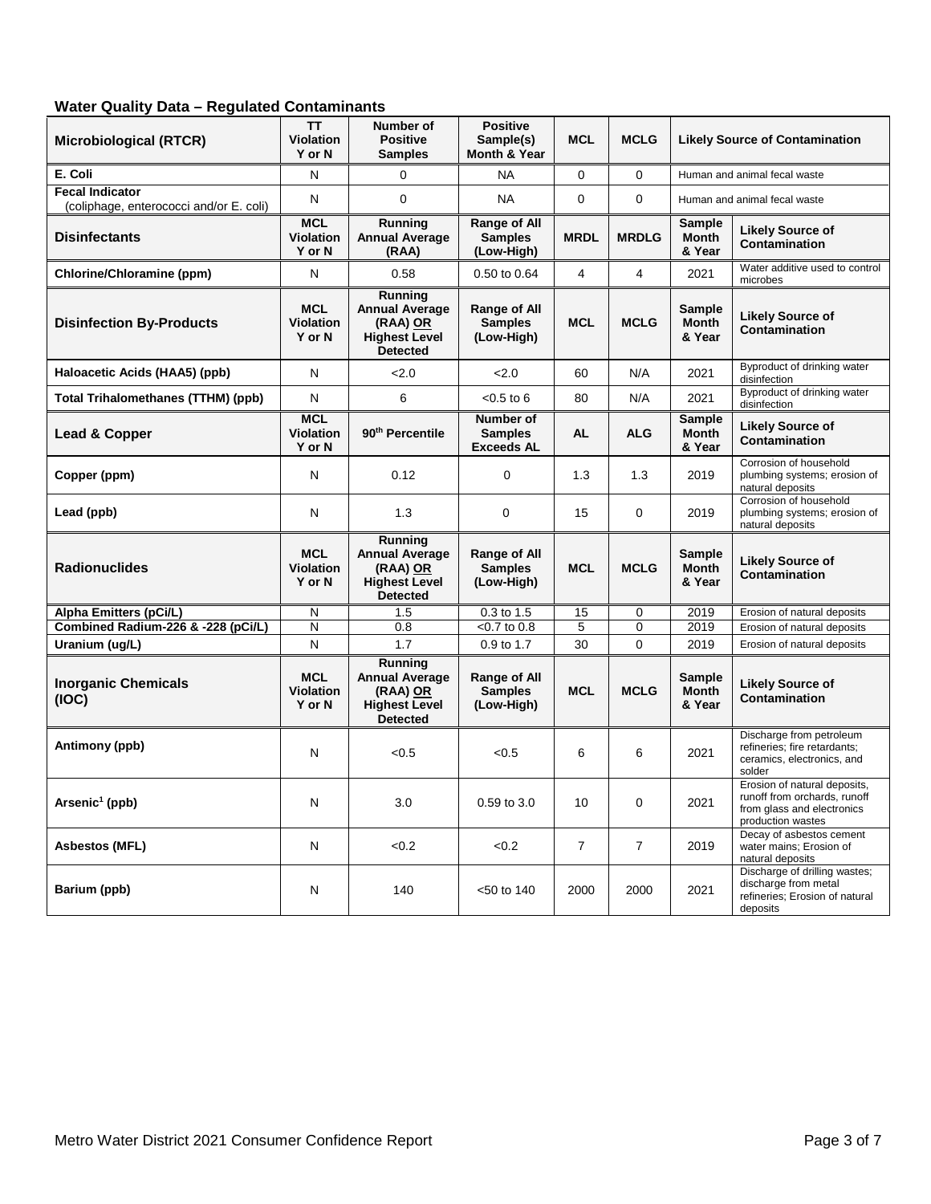## Water Quality Data – Regulated Contaminants

| Microbiological (RTCR) | TT Violation Y or N | Number of Positive Samples | Positive Sample(s) Month & Year | MCL | MCLG | Likely Source of Contamination | |
|---|---|---|---|---|---|---|---|
| E. Coli | N | 0 | NA | 0 | 0 | Human and animal fecal waste | |
| Fecal Indicator (coliphage, enterococci and/or E. coli) | N | 0 | NA | 0 | 0 | Human and animal fecal waste | |
| **Disinfectants** | **MCL Violation Y or N** | **Running Annual Average (RAA)** | **Range of All Samples (Low-High)** | **MRDL** | **MRDLG** | **Sample Month & Year** | **Likely Source of Contamination** |
| Chlorine/Chloramine (ppm) | N | 0.58 | 0.50 to 0.64 | 4 | 4 | 2021 | Water additive used to control microbes |
| **Disinfection By-Products** | **MCL Violation Y or N** | **Running Annual Average (RAA) OR Highest Level Detected** | **Range of All Samples (Low-High)** | **MCL** | **MCLG** | **Sample Month & Year** | **Likely Source of Contamination** |
| Haloacetic Acids (HAA5) (ppb) | N | <2.0 | <2.0 | 60 | N/A | 2021 | Byproduct of drinking water disinfection |
| Total Trihalomethanes (TTHM) (ppb) | N | 6 | <0.5 to 6 | 80 | N/A | 2021 | Byproduct of drinking water disinfection |
| **Lead & Copper** | **MCL Violation Y or N** | **90th Percentile** | **Number of Samples Exceeds AL** | **AL** | **ALG** | **Sample Month & Year** | **Likely Source of Contamination** |
| Copper (ppm) | N | 0.12 | 0 | 1.3 | 1.3 | 2019 | Corrosion of household plumbing systems; erosion of natural deposits |
| Lead (ppb) | N | 1.3 | 0 | 15 | 0 | 2019 | Corrosion of household plumbing systems; erosion of natural deposits |
| **Radionuclides** | **MCL Violation Y or N** | **Running Annual Average (RAA) OR Highest Level Detected** | **Range of All Samples (Low-High)** | **MCL** | **MCLG** | **Sample Month & Year** | **Likely Source of Contamination** |
| Alpha Emitters (pCi/L) | N | 1.5 | 0.3 to 1.5 | 15 | 0 | 2019 | Erosion of natural deposits |
| Combined Radium-226 & -228 (pCi/L) | N | 0.8 | <0.7 to 0.8 | 5 | 0 | 2019 | Erosion of natural deposits |
| Uranium (ug/L) | N | 1.7 | 0.9 to 1.7 | 30 | 0 | 2019 | Erosion of natural deposits |
| **Inorganic Chemicals (IOC)** | **MCL Violation Y or N** | **Running Annual Average (RAA) OR Highest Level Detected** | **Range of All Samples (Low-High)** | **MCL** | **MCLG** | **Sample Month & Year** | **Likely Source of Contamination** |
| Antimony (ppb) | N | <0.5 | <0.5 | 6 | 6 | 2021 | Discharge from petroleum refineries; fire retardants; ceramics, electronics, and solder |
| Arsenic[1] (ppb) | N | 3.0 | 0.59 to 3.0 | 10 | 0 | 2021 | Erosion of natural deposits, runoff from orchards, runoff from glass and electronics production wastes |
| Asbestos (MFL) | N | <0.2 | <0.2 | 7 | 7 | 2019 | Decay of asbestos cement water mains; Erosion of natural deposits |
| Barium (ppb) | N | 140 | <50 to 140 | 2000 | 2000 | 2021 | Discharge of drilling wastes; discharge from metal refineries; Erosion of natural deposits |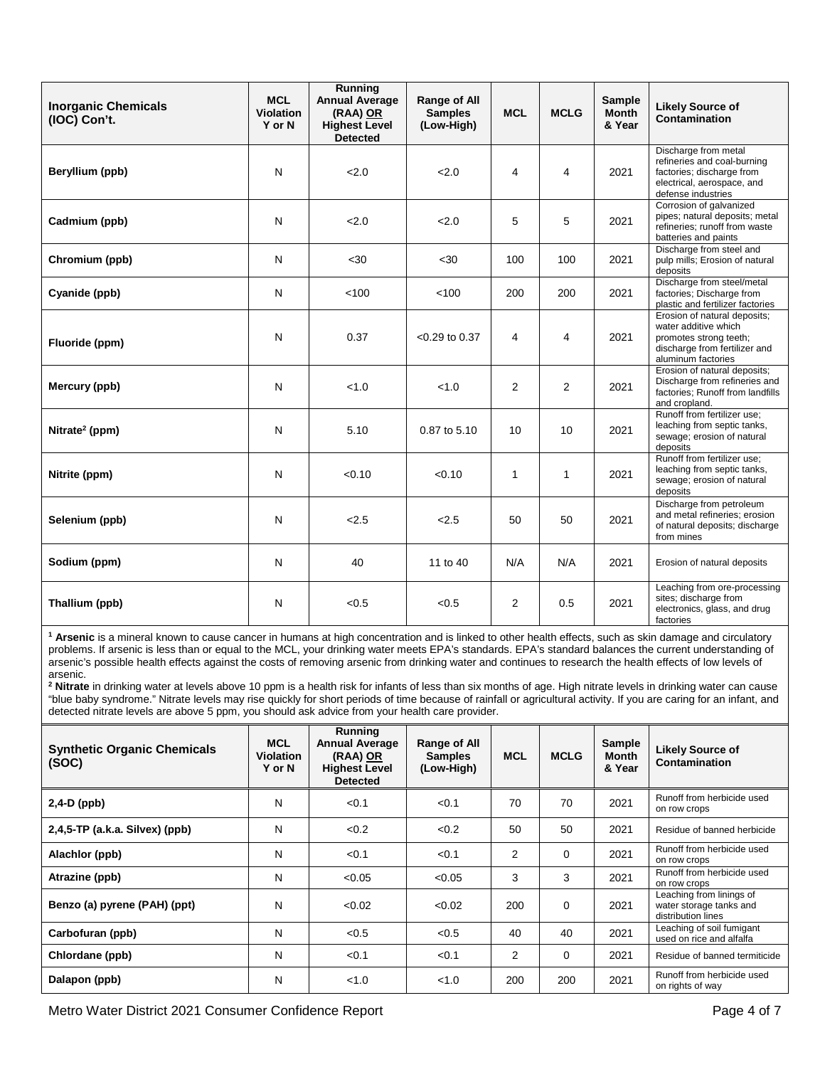| Inorganic Chemicals (IOC) Con't. | MCL Violation Y or N | Running Annual Average (RAA) OR Highest Level Detected | Range of All Samples (Low-High) | MCL | MCLG | Sample Month & Year | Likely Source of Contamination |
|---|---|---|---|---|---|---|---|
| **Beryllium (ppb)** | N | <2.0 | <2.0 | 4 | 4 | 2021 | Discharge from metal refineries and coal-burning factories; discharge from electrical, aerospace, and defense industries |
| **Cadmium (ppb)** | N | <2.0 | <2.0 | 5 | 5 | 2021 | Corrosion of galvanized pipes; natural deposits; metal refineries; runoff from waste batteries and paints |
| **Chromium (ppb)** | N | <30 | <30 | 100 | 100 | 2021 | Discharge from steel and pulp mills; Erosion of natural deposits |
| **Cyanide (ppb)** | N | <100 | <100 | 200 | 200 | 2021 | Discharge from steel/metal factories; Discharge from plastic and fertilizer factories |
| **Fluoride (ppm)** | N | 0.37 | <0.29 to 0.37 | 4 | 4 | 2021 | Erosion of natural deposits; water additive which promotes strong teeth; discharge from fertilizer and aluminum factories |
| **Mercury (ppb)** | N | <1.0 | <1.0 | 2 | 2 | 2021 | Erosion of natural deposits; Discharge from refineries and factories; Runoff from landfills and cropland. |
| **Nitrate[2] (ppm)** | N | 5.10 | 0.87 to 5.10 | 10 | 10 | 2021 | Runoff from fertilizer use; leaching from septic tanks, sewage; erosion of natural deposits |
| **Nitrite (ppm)** | N | <0.10 | <0.10 | 1 | 1 | 2021 | Runoff from fertilizer use; leaching from septic tanks, sewage; erosion of natural deposits |
| **Selenium (ppb)** | N | <2.5 | <2.5 | 50 | 50 | 2021 | Discharge from petroleum and metal refineries; erosion of natural deposits; discharge from mines |
| **Sodium (ppm)** | N | 40 | 11 to 40 | N/A | N/A | 2021 | Erosion of natural deposits |
| **Thallium (ppb)** | N | <0.5 | <0.5 | 2 | 0.5 | 2021 | Leaching from ore-processing sites; discharge from electronics, glass, and drug factories |

[1] **Arsenic** is a mineral known to cause cancer in humans at high concentration and is linked to other health effects, such as skin damage and circulatory problems. If arsenic is less than or equal to the MCL, your drinking water meets EPA's standards. EPA's standard balances the current understanding of arsenic's possible health effects against the costs of removing arsenic from drinking water and continues to research the health effects of low levels of arsenic.

[2] **Nitrate** in drinking water at levels above 10 ppm is a health risk for infants of less than six months of age. High nitrate levels in drinking water can cause "blue baby syndrome." Nitrate levels may rise quickly for short periods of time because of rainfall or agricultural activity. If you are caring for an infant, and detected nitrate levels are above 5 ppm, you should ask advice from your health care provider.

| Synthetic Organic Chemicals (SOC) | MCL Violation Y or N | Running Annual Average (RAA) OR Highest Level Detected | Range of All Samples (Low-High) | MCL | MCLG | Sample Month & Year | Likely Source of Contamination |
|---|---|---|---|---|---|---|---|
| **2,4-D (ppb)** | N | <0.1 | <0.1 | 70 | 70 | 2021 | Runoff from herbicide used on row crops |
| **2,4,5-TP (a.k.a. Silvex) (ppb)** | N | <0.2 | <0.2 | 50 | 50 | 2021 | Residue of banned herbicide |
| **Alachlor (ppb)** | N | <0.1 | <0.1 | 2 | 0 | 2021 | Runoff from herbicide used on row crops |
| **Atrazine (ppb)** | N | <0.05 | <0.05 | 3 | 3 | 2021 | Runoff from herbicide used on row crops |
| **Benzo (a) pyrene (PAH) (ppt)** | N | <0.02 | <0.02 | 200 | 0 | 2021 | Leaching from linings of water storage tanks and distribution lines |
| **Carbofuran (ppb)** | N | <0.5 | <0.5 | 40 | 40 | 2021 | Leaching of soil fumigant used on rice and alfalfa |
| **Chlordane (ppb)** | N | <0.1 | <0.1 | 2 | 0 | 2021 | Residue of banned termiticide |
| **Dalapon (ppb)** | N | <1.0 | <1.0 | 200 | 200 | 2021 | Runoff from herbicide used on rights of way |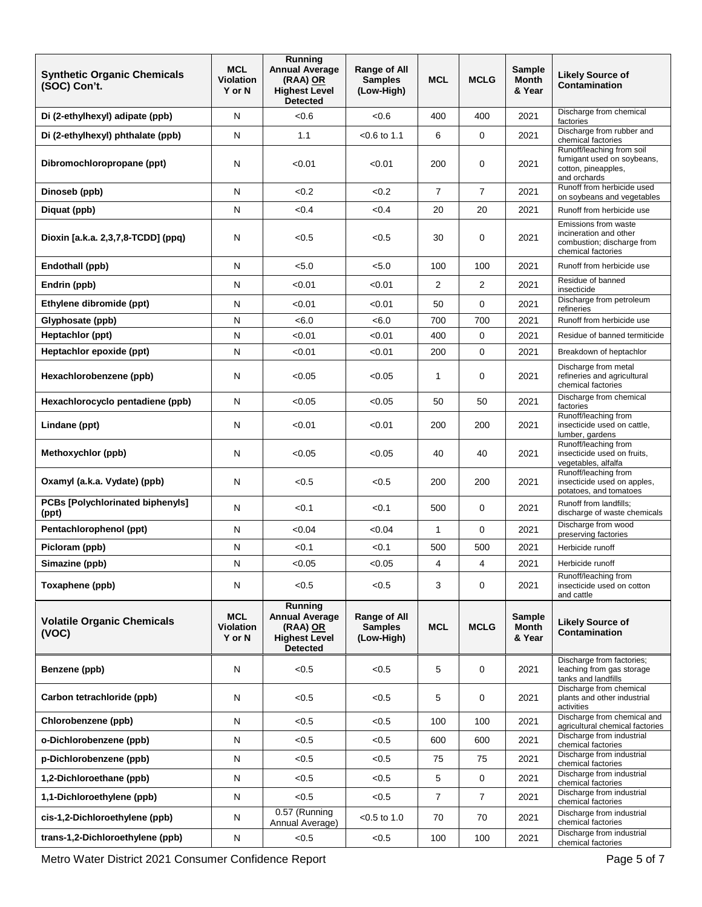| Synthetic Organic Chemicals (SOC) Con't. | MCL Violation Y or N | Running Annual Average (RAA) OR Highest Level Detected | Range of All Samples (Low-High) | MCL | MCLG | Sample Month & Year | Likely Source of Contamination |
|---|---|---|---|---|---|---|---|
| **Di (2-ethylhexyl) adipate (ppb)** | N | <0.6 | <0.6 | 400 | 400 | 2021 | Discharge from chemical factories |
| **Di (2-ethylhexyl) phthalate (ppb)** | N | 1.1 | <0.6 to 1.1 | 6 | 0 | 2021 | Discharge from rubber and chemical factories |
| **Dibromochloropropane (ppt)** | N | <0.01 | <0.01 | 200 | 0 | 2021 | Runoff/leaching from soil fumigant used on soybeans, cotton, pineapples, and orchards |
| **Dinoseb (ppb)** | N | <0.2 | <0.2 | 7 | 7 | 2021 | Runoff from herbicide used on soybeans and vegetables |
| **Diquat (ppb)** | N | <0.4 | <0.4 | 20 | 20 | 2021 | Runoff from herbicide use |
| **Dioxin [a.k.a. 2,3,7,8-TCDD] (ppq)** | N | <0.5 | <0.5 | 30 | 0 | 2021 | Emissions from waste incineration and other combustion; discharge from chemical factories |
| **Endothall (ppb)** | N | <5.0 | <5.0 | 100 | 100 | 2021 | Runoff from herbicide use |
| **Endrin (ppb)** | N | <0.01 | <0.01 | 2 | 2 | 2021 | Residue of banned insecticide |
| **Ethylene dibromide (ppt)** | N | <0.01 | <0.01 | 50 | 0 | 2021 | Discharge from petroleum refineries |
| **Glyphosate (ppb)** | N | <6.0 | <6.0 | 700 | 700 | 2021 | Runoff from herbicide use |
| **Heptachlor (ppt)** | N | <0.01 | <0.01 | 400 | 0 | 2021 | Residue of banned termiticide |
| **Heptachlor epoxide (ppt)** | N | <0.01 | <0.01 | 200 | 0 | 2021 | Breakdown of heptachlor |
| **Hexachlorobenzene (ppb)** | N | <0.05 | <0.05 | 1 | 0 | 2021 | Discharge from metal refineries and agricultural chemical factories |
| **Hexachlorocyclo pentadiene (ppb)** | N | <0.05 | <0.05 | 50 | 50 | 2021 | Discharge from chemical factories |
| **Lindane (ppt)** | N | <0.01 | <0.01 | 200 | 200 | 2021 | Runoff/leaching from insecticide used on cattle, lumber, gardens |
| **Methoxychlor (ppb)** | N | <0.05 | <0.05 | 40 | 40 | 2021 | Runoff/leaching from insecticide used on fruits, vegetables, alfalfa |
| **Oxamyl (a.k.a. Vydate) (ppb)** | N | <0.5 | <0.5 | 200 | 200 | 2021 | Runoff/leaching from insecticide used on apples, potatoes, and tomatoes |
| **PCBs [Polychlorinated biphenyls] (ppt)** | N | <0.1 | <0.1 | 500 | 0 | 2021 | Runoff from landfills; discharge of waste chemicals |
| **Pentachlorophenol (ppt)** | N | <0.04 | <0.04 | 1 | 0 | 2021 | Discharge from wood preserving factories |
| **Picloram (ppb)** | N | <0.1 | <0.1 | 500 | 500 | 2021 | Herbicide runoff |
| **Simazine (ppb)** | N | <0.05 | <0.05 | 4 | 4 | 2021 | Herbicide runoff |
| **Toxaphene (ppb)** | N | <0.5 | <0.5 | 3 | 0 | 2021 | Runoff/leaching from insecticide used on cotton and cattle |

| Volatile Organic Chemicals (VOC) | MCL Violation Y or N | Running Annual Average (RAA) OR Highest Level Detected | Range of All Samples (Low-High) | MCL | MCLG | Sample Month & Year | Likely Source of Contamination |
|---|---|---|---|---|---|---|---|
| **Benzene (ppb)** | N | <0.5 | <0.5 | 5 | 0 | 2021 | Discharge from factories; leaching from gas storage tanks and landfills |
| **Carbon tetrachloride (ppb)** | N | <0.5 | <0.5 | 5 | 0 | 2021 | Discharge from chemical plants and other industrial activities |
| **Chlorobenzene (ppb)** | N | <0.5 | <0.5 | 100 | 100 | 2021 | Discharge from chemical and agricultural chemical factories |
| **o-Dichlorobenzene (ppb)** | N | <0.5 | <0.5 | 600 | 600 | 2021 | Discharge from industrial chemical factories |
| **p-Dichlorobenzene (ppb)** | N | <0.5 | <0.5 | 75 | 75 | 2021 | Discharge from industrial chemical factories |
| **1,2-Dichloroethane (ppb)** | N | <0.5 | <0.5 | 5 | 0 | 2021 | Discharge from industrial chemical factories |
| **1,1-Dichloroethylene (ppb)** | N | <0.5 | <0.5 | 7 | 7 | 2021 | Discharge from industrial chemical factories |
| **cis-1,2-Dichloroethylene (ppb)** | N | 0.57 (Running Annual Average) | <0.5 to 1.0 | 70 | 70 | 2021 | Discharge from industrial chemical factories |
| **trans-1,2-Dichloroethylene (ppb)** | N | <0.5 | <0.5 | 100 | 100 | 2021 | Discharge from industrial chemical factories |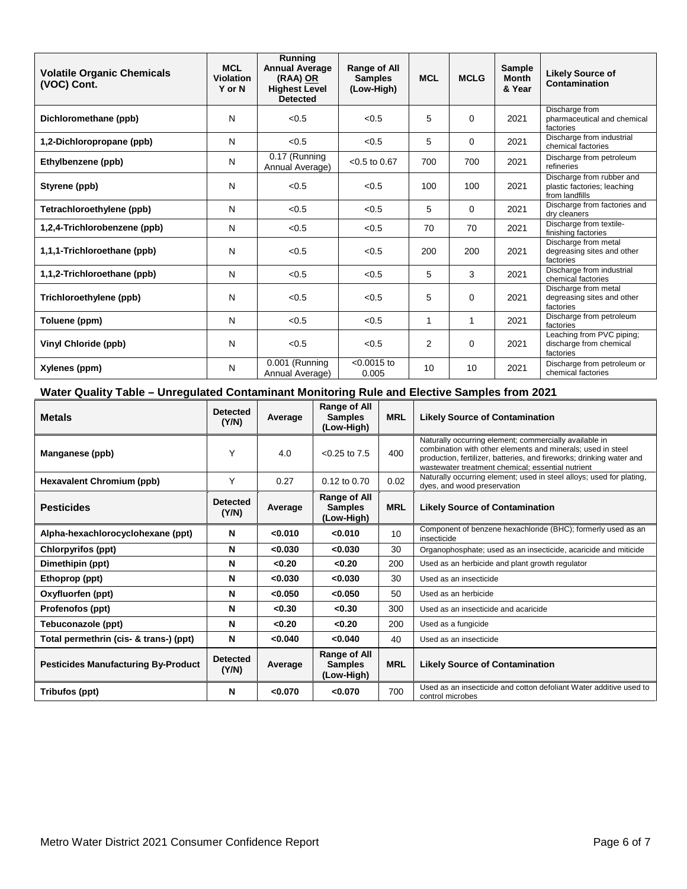| Volatile Organic Chemicals (VOC) Cont. | MCL Violation Y or N | Running Annual Average (RAA) OR Highest Level Detected | Range of All Samples (Low-High) | MCL | MCLG | Sample Month & Year | Likely Source of Contamination |
|---|---|---|---|---|---|---|---|
| **Dichloromethane (ppb)** | N | <0.5 | <0.5 | 5 | 0 | 2021 | Discharge from pharmaceutical and chemical factories |
| **1,2-Dichloropropane (ppb)** | N | <0.5 | <0.5 | 5 | 0 | 2021 | Discharge from industrial chemical factories |
| **Ethylbenzene (ppb)** | N | 0.17 (Running Annual Average) | <0.5 to 0.67 | 700 | 700 | 2021 | Discharge from petroleum refineries |
| **Styrene (ppb)** | N | <0.5 | <0.5 | 100 | 100 | 2021 | Discharge from rubber and plastic factories; leaching from landfills |
| **Tetrachloroethylene (ppb)** | N | <0.5 | <0.5 | 5 | 0 | 2021 | Discharge from factories and dry cleaners |
| **1,2,4-Trichlorobenzene (ppb)** | N | <0.5 | <0.5 | 70 | 70 | 2021 | Discharge from textile-finishing factories |
| **1,1,1-Trichloroethane (ppb)** | N | <0.5 | <0.5 | 200 | 200 | 2021 | Discharge from metal degreasing sites and other factories |
| **1,1,2-Trichloroethane (ppb)** | N | <0.5 | <0.5 | 5 | 3 | 2021 | Discharge from industrial chemical factories |
| **Trichloroethylene (ppb)** | N | <0.5 | <0.5 | 5 | 0 | 2021 | Discharge from metal degreasing sites and other factories |
| **Toluene (ppm)** | N | <0.5 | <0.5 | 1 | 1 | 2021 | Discharge from petroleum factories |
| **Vinyl Chloride (ppb)** | N | <0.5 | <0.5 | 2 | 0 | 2021 | Leaching from PVC piping; discharge from chemical factories |
| **Xylenes (ppm)** | N | 0.001 (Running Annual Average) | <0.0015 to 0.005 | 10 | 10 | 2021 | Discharge from petroleum or chemical factories |

## Water Quality Table – Unregulated Contaminant Monitoring Rule and Elective Samples from 2021

| Metals | Detected (Y/N) | Average | Range of All Samples (Low-High) | MRL | Likely Source of Contamination |
|---|---|---|---|---|---|
| **Manganese (ppb)** | Y | 4.0 | <0.25 to 7.5 | 400 | Naturally occurring element; commercially available in combination with other elements and minerals; used in steel production, fertilizer, batteries, and fireworks; drinking water and wastewater treatment chemical; essential nutrient |
| **Hexavalent Chromium (ppb)** | Y | 0.27 | 0.12 to 0.70 | 0.02 | Naturally occurring element; used in steel alloys; used for plating, dyes, and wood preservation |
| **Pesticides** | **Detected (Y/N)** | **Average** | **Range of All Samples (Low-High)** | **MRL** | **Likely Source of Contamination** |
| **Alpha-hexachlorocyclohexane (ppt)** | **N** | **<0.010** | **<0.010** | 10 | Component of benzene hexachloride (BHC); formerly used as an insecticide |
| **Chlorpyrifos (ppt)** | **N** | **<0.030** | **<0.030** | 30 | Organophosphate; used as an insecticide, acaricide and miticide |
| **Dimethipin (ppt)** | **N** | **<0.20** | **<0.20** | 200 | Used as an herbicide and plant growth regulator |
| **Ethoprop (ppt)** | **N** | **<0.030** | **<0.030** | 30 | Used as an insecticide |
| **Oxyfluorfen (ppt)** | **N** | **<0.050** | **<0.050** | 50 | Used as an herbicide |
| **Profenofos (ppt)** | **N** | **<0.30** | **<0.30** | 300 | Used as an insecticide and acaricide |
| **Tebuconazole (ppt)** | **N** | **<0.20** | **<0.20** | 200 | Used as a fungicide |
| **Total permethrin (cis- & trans-) (ppt)** | **N** | **<0.040** | **<0.040** | 40 | Used as an insecticide |
| **Pesticides Manufacturing By-Product** | **Detected (Y/N)** | **Average** | **Range of All Samples (Low-High)** | **MRL** | **Likely Source of Contamination** |
| **Tribufos (ppt)** | **N** | **<0.070** | **<0.070** | 700 | Used as an insecticide and cotton defoliant Water additive used to control microbes |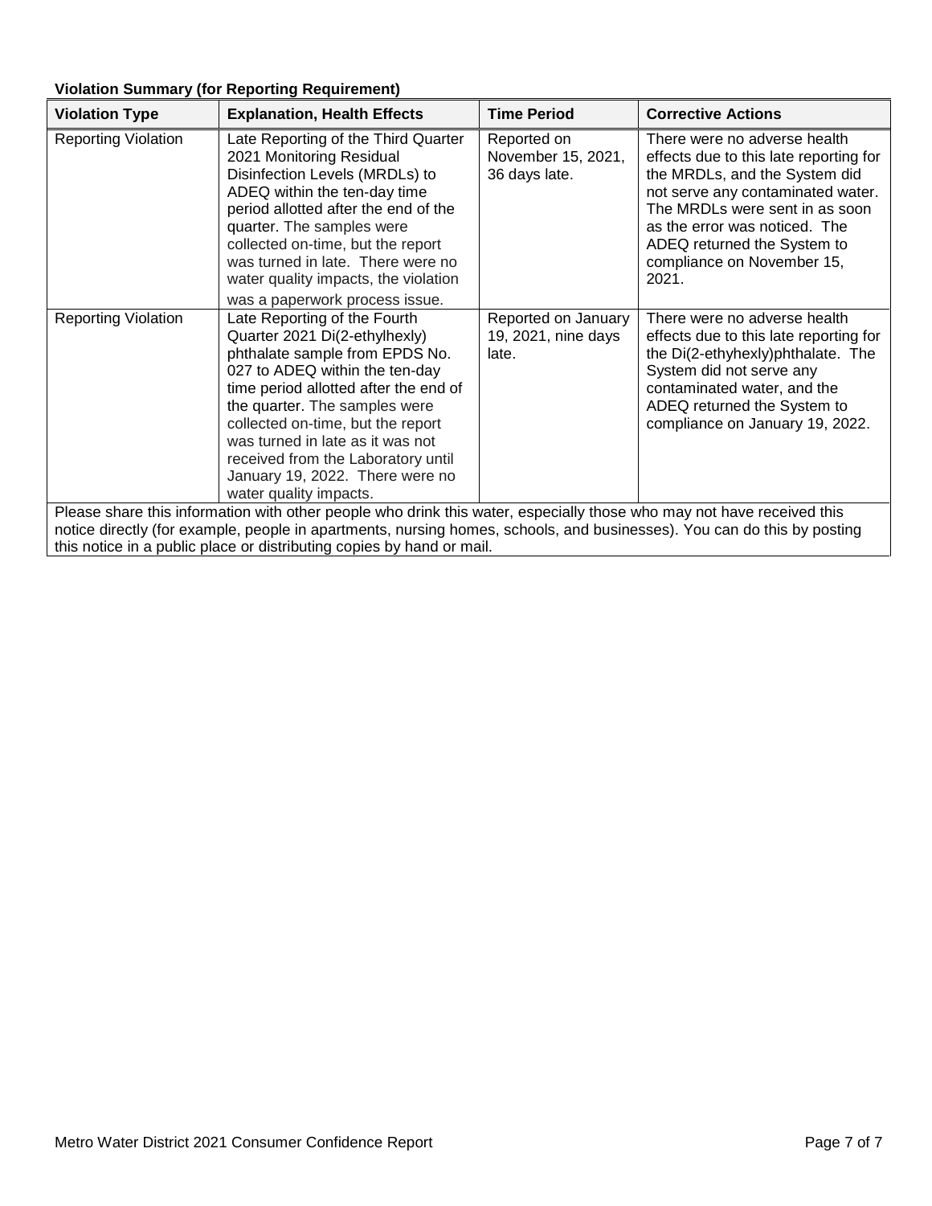**Violation Summary (for Reporting Requirement)**

| Violation Type | Explanation, Health Effects | Time Period | Corrective Actions |
|---|---|---|---|
| Reporting Violation | Late Reporting of the Third Quarter 2021 Monitoring Residual Disinfection Levels (MRDLs) to ADEQ within the ten-day time period allotted after the end of the quarter. The samples were collected on-time, but the report was turned in late. There were no water quality impacts, the violation was a paperwork process issue. | Reported on November 15, 2021, 36 days late. | There were no adverse health effects due to this late reporting for the MRDLs, and the System did not serve any contaminated water. The MRDLs were sent in as soon as the error was noticed. The ADEQ returned the System to compliance on November 15, 2021. |
| Reporting Violation | Late Reporting of the Fourth Quarter 2021 Di(2-ethylhexly) phthalate sample from EPDS No. 027 to ADEQ within the ten-day time period allotted after the end of the quarter. The samples were collected on-time, but the report was turned in late as it was not received from the Laboratory until January 19, 2022. There were no water quality impacts. | Reported on January 19, 2021, nine days late. | There were no adverse health effects due to this late reporting for the Di(2-ethyhexly)phthalate. The System did not serve any contaminated water, and the ADEQ returned the System to compliance on January 19, 2022. |

Please share this information with other people who drink this water, especially those who may not have received this notice directly (for example, people in apartments, nursing homes, schools, and businesses). You can do this by posting this notice in a public place or distributing copies by hand or mail.